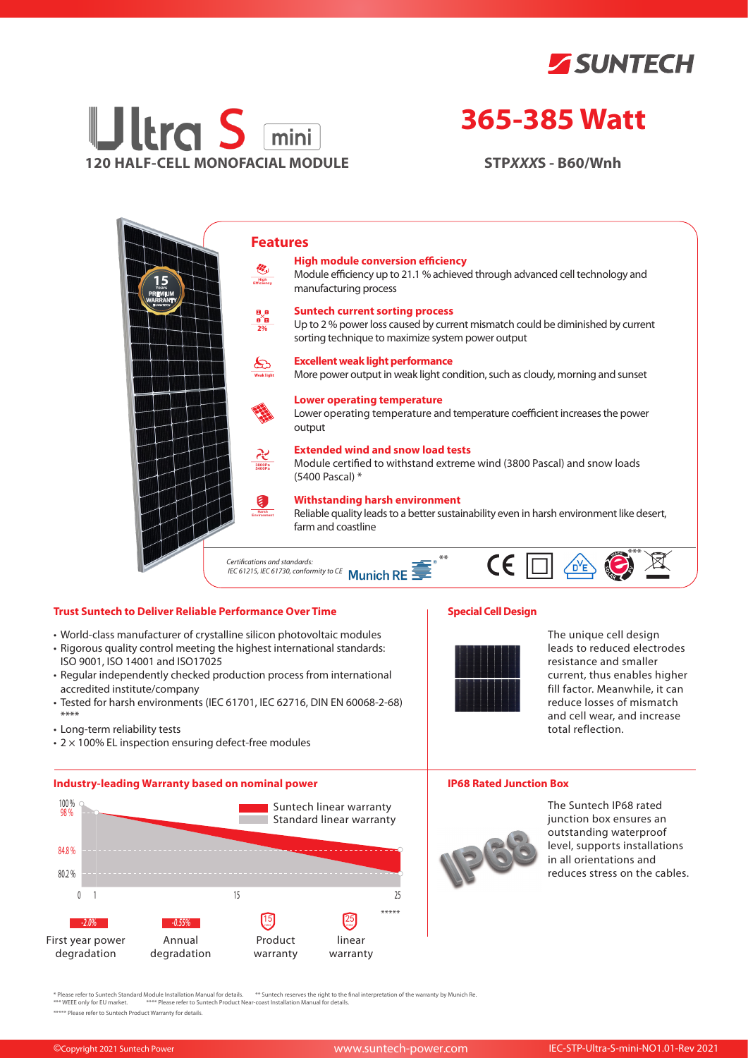SUNTECH

# Ultra S mini

**120 HALF-CELL MONOFACIAL MODULE**

# 365-385 Watt

**STP*XXX*S - B60/Wnh**

## Features

**High module conversion efficiency**
Module efficiency up to 21.1 % achieved through advanced cell technology and manufacturing process

**Suntech current sorting process**
Up to 2 % power loss caused by current mismatch could be diminished by current sorting technique to maximize system power output

**Excellent weak light performance**
More power output in weak light condition, such as cloudy, morning and sunset

**Lower operating temperature**
Lower operating temperature and temperature coefficient increases the power output

**Extended wind and snow load tests**
Module certified to withstand extreme wind (3800 Pascal) and snow loads (5400 Pascal) *

**Withstanding harsh environment**
Reliable quality leads to a better sustainability even in harsh environment like desert, farm and coastline

*Certifications and standards:*
*IEC 61215, IEC 61730, conformity to CE*  Munich RE **  CE  ***

### Trust Suntech to Deliver Reliable Performance Over Time

- World-class manufacturer of crystalline silicon photovoltaic modules
- Rigorous quality control meeting the highest international standards: ISO 9001, ISO 14001 and ISO17025
- Regular independently checked production process from international accredited institute/company
- Tested for harsh environments (IEC 61701, IEC 62716, DIN EN 60068-2-68) ****
- Long-term reliability tests
- 2 × 100% EL inspection ensuring defect-free modules

### Special Cell Design

The unique cell design leads to reduced electrodes resistance and smaller current, thus enables higher fill factor. Meanwhile, it can reduce losses of mismatch and cell wear, and increase total reflection.

### Industry-leading Warranty based on nominal power

Suntech linear warranty
Standard linear warranty

100 %, 98 %, 84.8 %, 80.2 %; years 0, 1, 15, 25 *****

| -2.0% | -0.55% | 15 | 25 |
|---|---|---|---|
| First year power degradation | Annual degradation | Product warranty | linear warranty |

### IP68 Rated Junction Box

The Suntech IP68 rated junction box ensures an outstanding waterproof level, supports installations in all orientations and reduces stress on the cables.

\* Please refer to Suntech Standard Module Installation Manual for details. ** Suntech reserves the right to the final interpretation of the warranty by Munich Re.
*** WEEE only for EU market. **** Please refer to Suntech Product Near-coast Installation Manual for details.
***** Please refer to Suntech Product Warranty for details.

©Copyright 2021 Suntech Power www.suntech-power.com IEC-STP-Ultra-S-mini-NO1.01-Rev 2021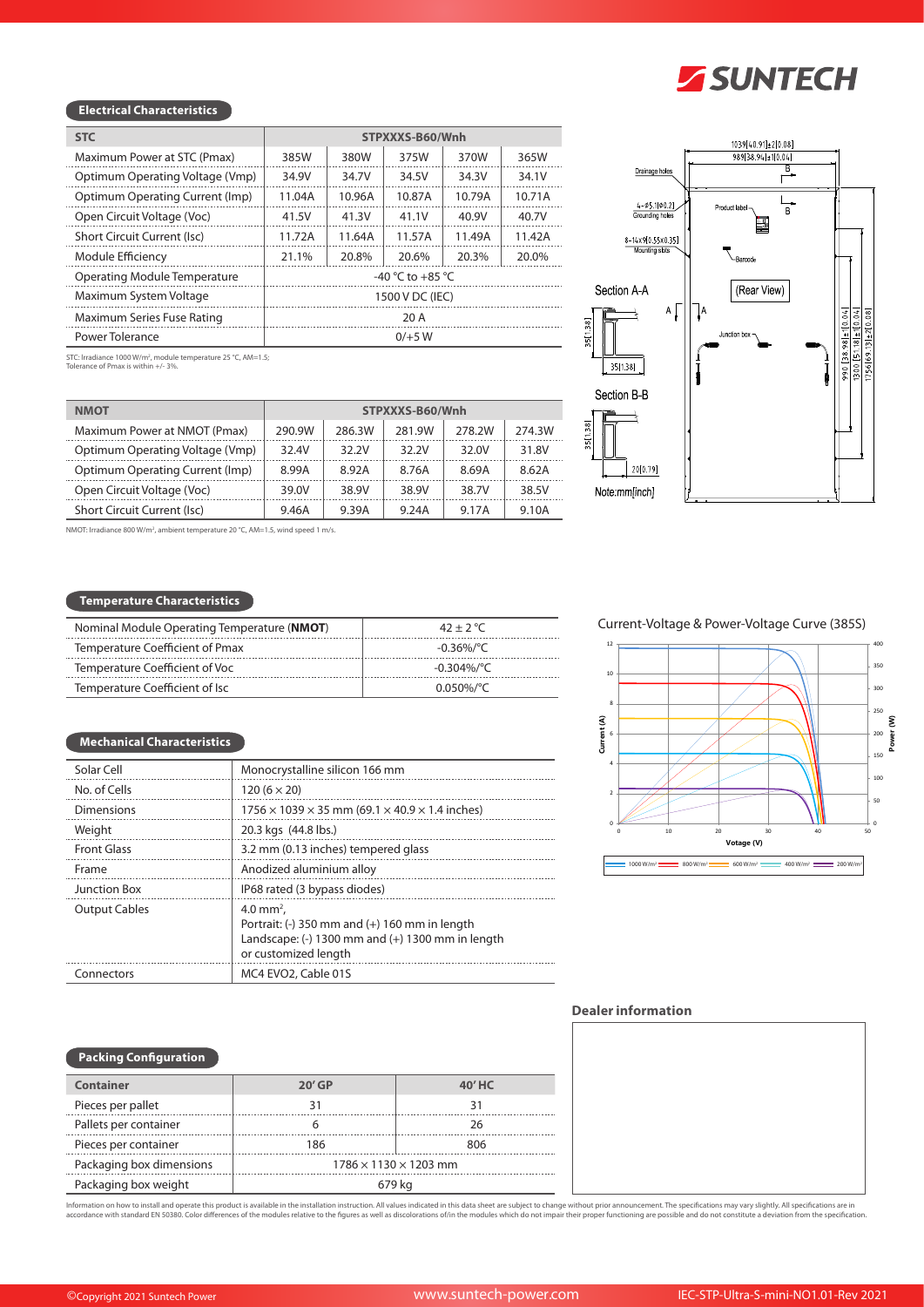SUNTECH

## Electrical Characteristics

| STC | STPXXXS-B60/Wnh | | | | |
|---|---|---|---|---|---|
| Maximum Power at STC (Pmax) | 385W | 380W | 375W | 370W | 365W |
| Optimum Operating Voltage (Vmp) | 34.9V | 34.7V | 34.5V | 34.3V | 34.1V |
| Optimum Operating Current (Imp) | 11.04A | 10.96A | 10.87A | 10.79A | 10.71A |
| Open Circuit Voltage (Voc) | 41.5V | 41.3V | 41.1V | 40.9V | 40.7V |
| Short Circuit Current (Isc) | 11.72A | 11.64A | 11.57A | 11.49A | 11.42A |
| Module Efficiency | 21.1% | 20.8% | 20.6% | 20.3% | 20.0% |
| Operating Module Temperature | -40 °C to +85 °C | | | | |
| Maximum System Voltage | 1500 V DC (IEC) | | | | |
| Maximum Series Fuse Rating | 20 A | | | | |
| Power Tolerance | 0/+5 W | | | | |

STC: Irradiance 1000 W/m², module temperature 25 °C, AM=1.5;
Tolerance of Pmax is within +/- 3%.

| NMOT | STPXXXS-B60/Wnh | | | | |
|---|---|---|---|---|---|
| Maximum Power at NMOT (Pmax) | 290.9W | 286.3W | 281.9W | 278.2W | 274.3W |
| Optimum Operating Voltage (Vmp) | 32.4V | 32.2V | 32.2V | 32.0V | 31.8V |
| Optimum Operating Current (Imp) | 8.99A | 8.92A | 8.76A | 8.69A | 8.62A |
| Open Circuit Voltage (Voc) | 39.0V | 38.9V | 38.9V | 38.7V | 38.5V |
| Short Circuit Current (Isc) | 9.46A | 9.39A | 9.24A | 9.17A | 9.10A |

NMOT: Irradiance 800 W/m², ambient temperature 20 °C, AM=1.5, wind speed 1 m/s.

1039[40.91]±2[0.08]
989[38.94]±1[0.04]
Drainage holes
4-Ø5.1[Ø0.2] Grounding holes
8-14x9[0.55x0.35] Mounting slots
Product label
Barcode
(Rear View)
Junction box
Section A-A
Section B-B
35[1.38]
20[0.79]
990 [38.98]±1[0.04]
1300 [51.18]±1[0.04]
1756[69.13]±2[0.08]
Note:mm[inch]

## Temperature Characteristics

| | |
|---|---|
| Nominal Module Operating Temperature (**NMOT**) | 42 ± 2 °C |
| Temperature Coefficient of Pmax | -0.36%/°C |
| Temperature Coefficient of Voc | -0.304%/°C |
| Temperature Coefficient of Isc | 0.050%/°C |

Current-Voltage & Power-Voltage Curve (385S)

Current (A)
Power (W)
Votage (V)
1000 W/m² 800 W/m² 600 W/m² 400 W/m² 200 W/m²

## Mechanical Characteristics

| | |
|---|---|
| Solar Cell | Monocrystalline silicon 166 mm |
| No. of Cells | 120 (6 × 20) |
| Dimensions | 1756 × 1039 × 35 mm (69.1 × 40.9 × 1.4 inches) |
| Weight | 20.3 kgs (44.8 lbs.) |
| Front Glass | 3.2 mm (0.13 inches) tempered glass |
| Frame | Anodized aluminium alloy |
| Junction Box | IP68 rated (3 bypass diodes) |
| Output Cables | 4.0 mm², Portrait: (-) 350 mm and (+) 160 mm in length Landscape: (-) 1300 mm and (+) 1300 mm in length or customized length |
| Connectors | MC4 EVO2, Cable 01S |

## Packing Configuration

| Container | 20' GP | 40' HC |
|---|---|---|
| Pieces per pallet | 31 | 31 |
| Pallets per container | 6 | 26 |
| Pieces per container | 186 | 806 |
| Packaging box dimensions | 1786 × 1130 × 1203 mm | |
| Packaging box weight | 679 kg | |

**Dealer information**

Information on how to install and operate this product is available in the installation instruction. All values indicated in this data sheet are subject to change without prior announcement. The specifications may vary slightly. All specifications are in accordance with standard EN 50380. Color differences of the modules relative to the figures as well as discolorations of/in the modules which do not impair their proper functioning are possible and do not constitute a deviation from the specification.

©Copyright 2021 Suntech Power www.suntech-power.com IEC-STP-Ultra-S-mini-NO1.01-Rev 2021